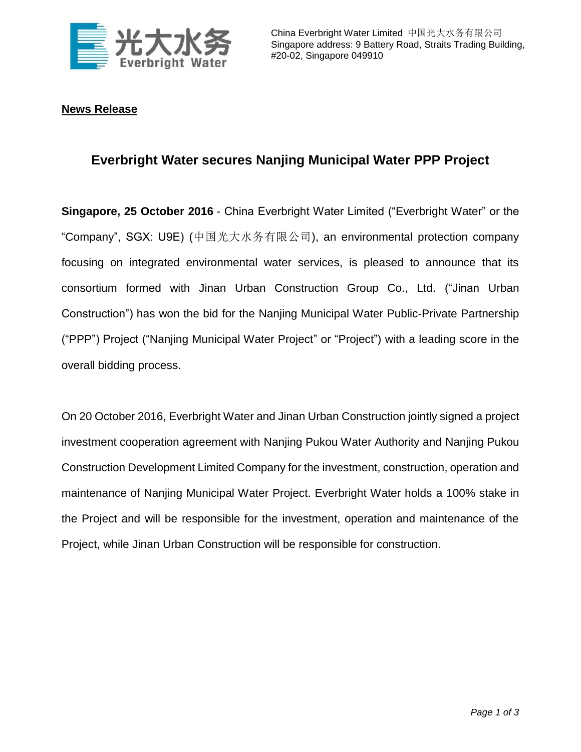China Everbright Water Limited 中国光大水务有限公司
Singapore address: 9 Battery Road, Straits Trading Building, #20-02, Singapore 049910

**News Release**

# Everbright Water secures Nanjing Municipal Water PPP Project

**Singapore, 25 October 2016** - China Everbright Water Limited ("Everbright Water" or the "Company", SGX: U9E) (中国光大水务有限公司), an environmental protection company focusing on integrated environmental water services, is pleased to announce that its consortium formed with Jinan Urban Construction Group Co., Ltd. ("Jinan Urban Construction") has won the bid for the Nanjing Municipal Water Public-Private Partnership ("PPP") Project ("Nanjing Municipal Water Project" or "Project") with a leading score in the overall bidding process.

On 20 October 2016, Everbright Water and Jinan Urban Construction jointly signed a project investment cooperation agreement with Nanjing Pukou Water Authority and Nanjing Pukou Construction Development Limited Company for the investment, construction, operation and maintenance of Nanjing Municipal Water Project. Everbright Water holds a 100% stake in the Project and will be responsible for the investment, operation and maintenance of the Project, while Jinan Urban Construction will be responsible for construction.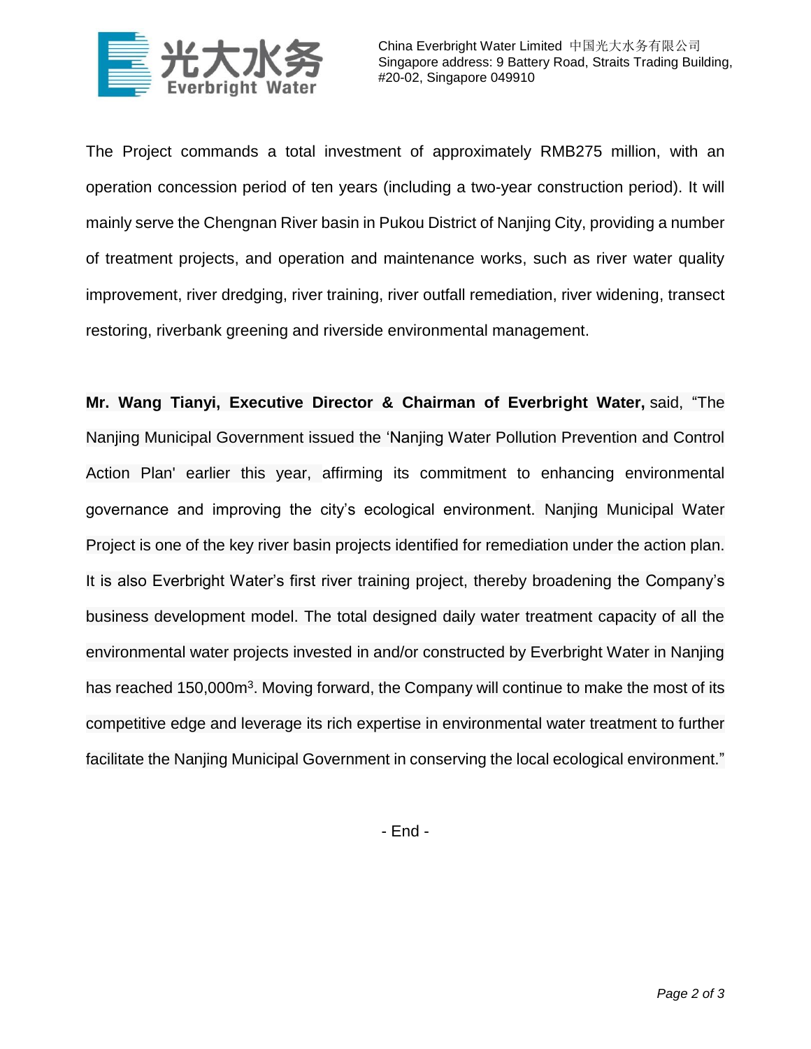The Project commands a total investment of approximately RMB275 million, with an operation concession period of ten years (including a two-year construction period). It will mainly serve the Chengnan River basin in Pukou District of Nanjing City, providing a number of treatment projects, and operation and maintenance works, such as river water quality improvement, river dredging, river training, river outfall remediation, river widening, transect restoring, riverbank greening and riverside environmental management.

**Mr. Wang Tianyi, Executive Director & Chairman of Everbright Water,** said, "The Nanjing Municipal Government issued the 'Nanjing Water Pollution Prevention and Control Action Plan' earlier this year, affirming its commitment to enhancing environmental governance and improving the city's ecological environment. Nanjing Municipal Water Project is one of the key river basin projects identified for remediation under the action plan. It is also Everbright Water's first river training project, thereby broadening the Company's business development model. The total designed daily water treatment capacity of all the environmental water projects invested in and/or constructed by Everbright Water in Nanjing has reached 150,000$m^3$. Moving forward, the Company will continue to make the most of its competitive edge and leverage its rich expertise in environmental water treatment to further facilitate the Nanjing Municipal Government in conserving the local ecological environment."

- End -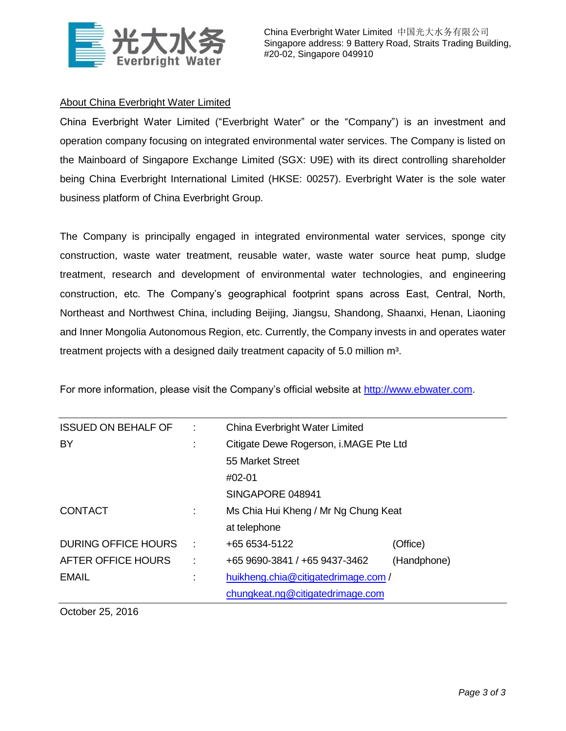China Everbright Water Limited 中国光大水务有限公司
Singapore address: 9 Battery Road, Straits Trading Building, #20-02, Singapore 049910

## About China Everbright Water Limited

China Everbright Water Limited ("Everbright Water" or the "Company") is an investment and operation company focusing on integrated environmental water services. The Company is listed on the Mainboard of Singapore Exchange Limited (SGX: U9E) with its direct controlling shareholder being China Everbright International Limited (HKSE: 00257). Everbright Water is the sole water business platform of China Everbright Group.

The Company is principally engaged in integrated environmental water services, sponge city construction, waste water treatment, reusable water, waste water source heat pump, sludge treatment, research and development of environmental water technologies, and engineering construction, etc. The Company's geographical footprint spans across East, Central, North, Northeast and Northwest China, including Beijing, Jiangsu, Shandong, Shaanxi, Henan, Liaoning and Inner Mongolia Autonomous Region, etc. Currently, the Company invests in and operates water treatment projects with a designed daily treatment capacity of 5.0 million $m^3$.

For more information, please visit the Company's official website at http://www.ebwater.com.

| | | | |
|---|---|---|---|
| ISSUED ON BEHALF OF | : | China Everbright Water Limited | |
| BY | : | Citigate Dewe Rogerson, i.MAGE Pte Ltd | |
| | | 55 Market Street | |
| | | #02-01 | |
| | | SINGAPORE 048941 | |
| CONTACT | : | Ms Chia Hui Kheng / Mr Ng Chung Keat | |
| | | at telephone | |
| DURING OFFICE HOURS | : | +65 6534-5122 | (Office) |
| AFTER OFFICE HOURS | : | +65 9690-3841 / +65 9437-3462 | (Handphone) |
| EMAIL | : | huikheng.chia@citigatedrimage.com / | |
| | | chungkeat.ng@citigatedrimage.com | |

October 25, 2016